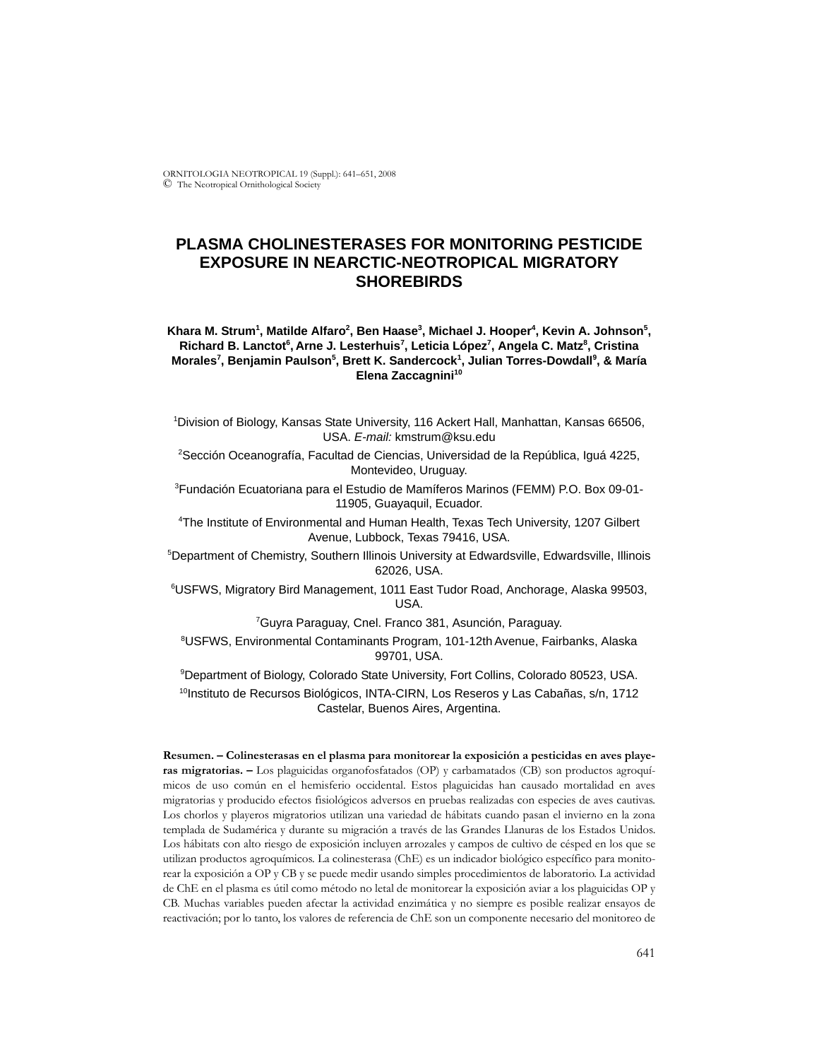# PLASMA CHOLINESTERASES FOR MONITORING PESTICIDE EXPOSURE IN NEARCTIC-NEOTROPICAL MIGRATORY SHOREBIRDS

**Khara M. Strum[1], Matilde Alfaro[2], Ben Haase[3], Michael J. Hooper[4], Kevin A. Johnson[5], Richard B. Lanctot[6], Arne J. Lesterhuis[7], Leticia López[7], Angela C. Matz[8], Cristina Morales[7], Benjamin Paulson[5], Brett K. Sandercock[1], Julian Torres-Dowdall[9], & María Elena Zaccagnini[10]**

[1]Division of Biology, Kansas State University, 116 Ackert Hall, Manhattan, Kansas 66506, USA. *E-mail:* kmstrum@ksu.edu

[2]Sección Oceanografía, Facultad de Ciencias, Universidad de la República, Iguá 4225, Montevideo, Uruguay.

[3]Fundación Ecuatoriana para el Estudio de Mamíferos Marinos (FEMM) P.O. Box 09-01-11905, Guayaquil, Ecuador.

[4]The Institute of Environmental and Human Health, Texas Tech University, 1207 Gilbert Avenue, Lubbock, Texas 79416, USA.

[5]Department of Chemistry, Southern Illinois University at Edwardsville, Edwardsville, Illinois 62026, USA.

[6]USFWS, Migratory Bird Management, 1011 East Tudor Road, Anchorage, Alaska 99503, USA.

[7]Guyra Paraguay, Cnel. Franco 381, Asunción, Paraguay.

[8]USFWS, Environmental Contaminants Program, 101-12th Avenue, Fairbanks, Alaska 99701, USA.

[9]Department of Biology, Colorado State University, Fort Collins, Colorado 80523, USA.

[10]Instituto de Recursos Biológicos, INTA-CIRN, Los Reseros y Las Cabañas, s/n, 1712 Castelar, Buenos Aires, Argentina.

**Resumen. – Colinesterasas en el plasma para monitorear la exposición a pesticidas en aves playeras migratorias. –** Los plaguicidas organofosfatados (OP) y carbamatados (CB) son productos agroquímicos de uso común en el hemisferio occidental. Estos plaguicidas han causado mortalidad en aves migratorias y producido efectos fisiológicos adversos en pruebas realizadas con especies de aves cautivas. Los chorlos y playeros migratorios utilizan una variedad de hábitats cuando pasan el invierno en la zona templada de Sudamérica y durante su migración a través de las Grandes Llanuras de los Estados Unidos. Los hábitats con alto riesgo de exposición incluyen arrozales y campos de cultivo de césped en los que se utilizan productos agroquímicos. La colinesterasa (ChE) es un indicador biológico específico para monitorear la exposición a OP y CB y se puede medir usando simples procedimientos de laboratorio. La actividad de ChE en el plasma es útil como método no letal de monitorear la exposición aviar a los plaguicidas OP y CB. Muchas variables pueden afectar la actividad enzimática y no siempre es posible realizar ensayos de reactivación; por lo tanto, los valores de referencia de ChE son un componente necesario del monitoreo de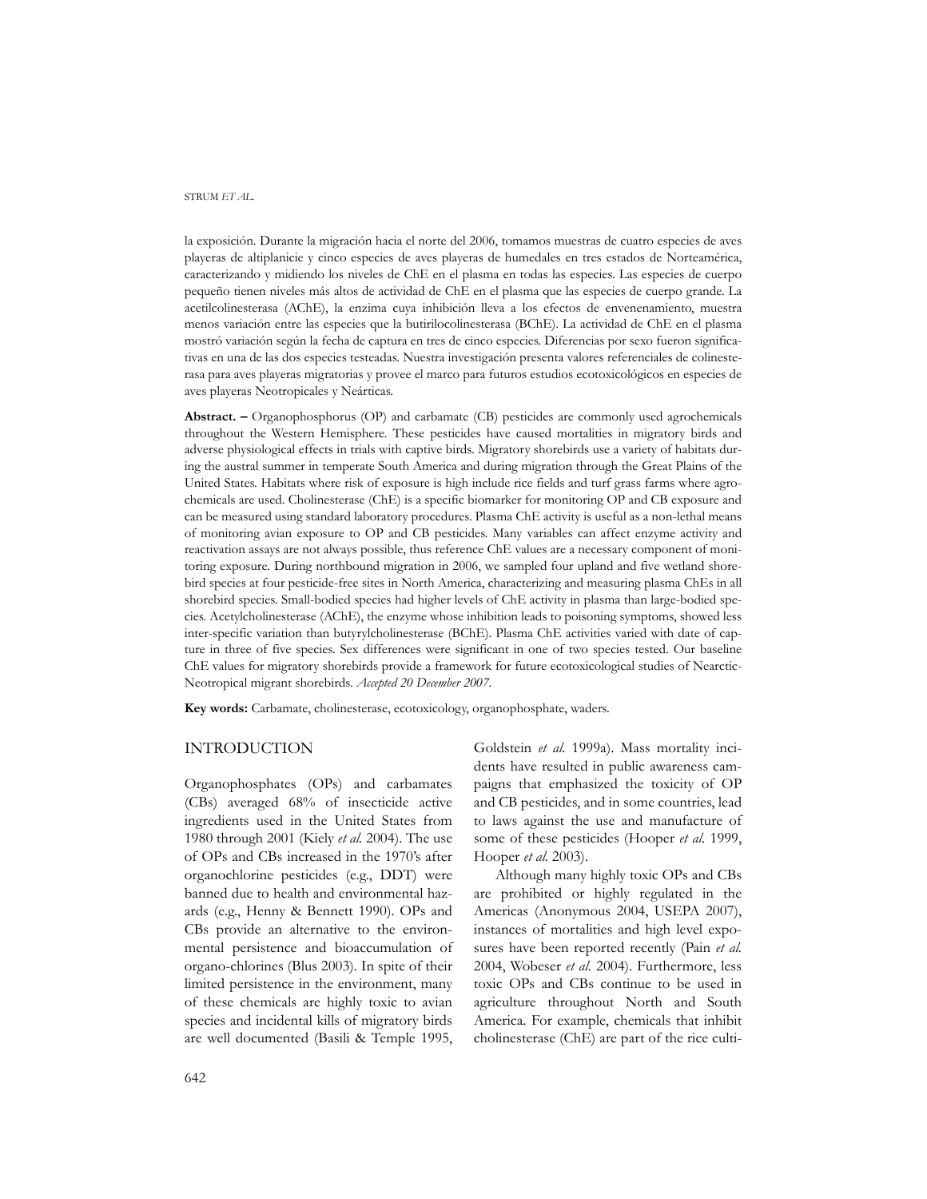la exposición. Durante la migración hacia el norte del 2006, tomamos muestras de cuatro especies de aves playeras de altiplanicie y cinco especies de aves playeras de humedales en tres estados de Norteamérica, caracterizando y midiendo los niveles de ChE en el plasma en todas las especies. Las especies de cuerpo pequeño tienen niveles más altos de actividad de ChE en el plasma que las especies de cuerpo grande. La acetilcolinesterasa (AChE), la enzima cuya inhibición lleva a los efectos de envenenamiento, muestra menos variación entre las especies que la butirilocolinesterasa (BChE). La actividad de ChE en el plasma mostró variación según la fecha de captura en tres de cinco especies. Diferencias por sexo fueron significativas en una de las dos especies testeadas. Nuestra investigación presenta valores referenciales de colinesterasa para aves playeras migratorias y provee el marco para futuros estudios ecotoxicológicos en especies de aves playeras Neotropicales y Neárticas.

**Abstract. –** Organophosphorus (OP) and carbamate (CB) pesticides are commonly used agrochemicals throughout the Western Hemisphere. These pesticides have caused mortalities in migratory birds and adverse physiological effects in trials with captive birds. Migratory shorebirds use a variety of habitats during the austral summer in temperate South America and during migration through the Great Plains of the United States. Habitats where risk of exposure is high include rice fields and turf grass farms where agrochemicals are used. Cholinesterase (ChE) is a specific biomarker for monitoring OP and CB exposure and can be measured using standard laboratory procedures. Plasma ChE activity is useful as a non-lethal means of monitoring avian exposure to OP and CB pesticides. Many variables can affect enzyme activity and reactivation assays are not always possible, thus reference ChE values are a necessary component of monitoring exposure. During northbound migration in 2006, we sampled four upland and five wetland shorebird species at four pesticide-free sites in North America, characterizing and measuring plasma ChEs in all shorebird species. Small-bodied species had higher levels of ChE activity in plasma than large-bodied species. Acetylcholinesterase (AChE), the enzyme whose inhibition leads to poisoning symptoms, showed less inter-specific variation than butyrylcholinesterase (BChE). Plasma ChE activities varied with date of capture in three of five species. Sex differences were significant in one of two species tested. Our baseline ChE values for migratory shorebirds provide a framework for future ecotoxicological studies of Nearctic-Neotropical migrant shorebirds. *Accepted 20 December 2007.*

**Key words:** Carbamate, cholinesterase, ecotoxicology, organophosphate, waders.

## INTRODUCTION

Organophosphates (OPs) and carbamates (CBs) averaged 68% of insecticide active ingredients used in the United States from 1980 through 2001 (Kiely *et al.* 2004). The use of OPs and CBs increased in the 1970's after organochlorine pesticides (e.g., DDT) were banned due to health and environmental hazards (e.g., Henny & Bennett 1990). OPs and CBs provide an alternative to the environmental persistence and bioaccumulation of organo-chlorines (Blus 2003). In spite of their limited persistence in the environment, many of these chemicals are highly toxic to avian species and incidental kills of migratory birds are well documented (Basili & Temple 1995, Goldstein *et al.* 1999a). Mass mortality incidents have resulted in public awareness campaigns that emphasized the toxicity of OP and CB pesticides, and in some countries, lead to laws against the use and manufacture of some of these pesticides (Hooper *et al.* 1999, Hooper *et al.* 2003).

Although many highly toxic OPs and CBs are prohibited or highly regulated in the Americas (Anonymous 2004, USEPA 2007), instances of mortalities and high level exposures have been reported recently (Pain *et al.* 2004, Wobeser *et al.* 2004). Furthermore, less toxic OPs and CBs continue to be used in agriculture throughout North and South America. For example, chemicals that inhibit cholinesterase (ChE) are part of the rice culti-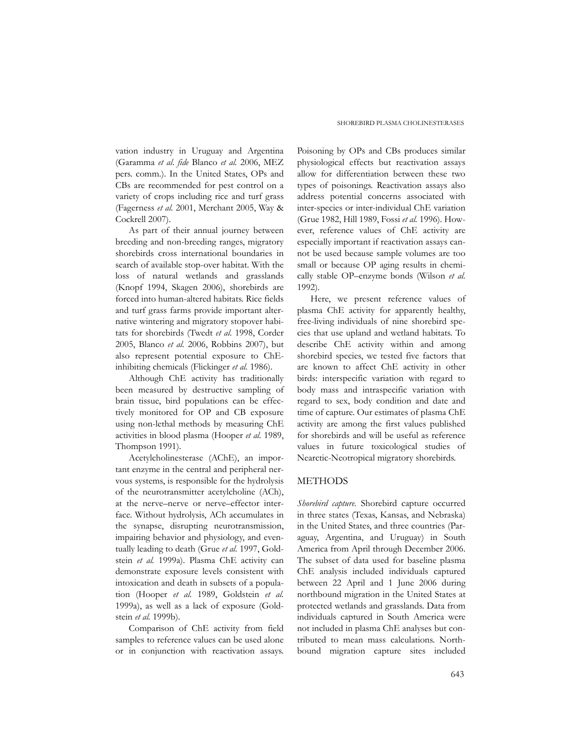vation industry in Uruguay and Argentina (Garamma *et al*. *fide* Blanco *et al.* 2006, MEZ pers. comm.). In the United States, OPs and CBs are recommended for pest control on a variety of crops including rice and turf grass (Fagerness *et al.* 2001, Merchant 2005, Way & Cockrell 2007).

As part of their annual journey between breeding and non-breeding ranges, migratory shorebirds cross international boundaries in search of available stop-over habitat. With the loss of natural wetlands and grasslands (Knopf 1994, Skagen 2006), shorebirds are forced into human-altered habitats. Rice fields and turf grass farms provide important alternative wintering and migratory stopover habitats for shorebirds (Twedt *et al.* 1998, Corder 2005, Blanco *et al.* 2006, Robbins 2007), but also represent potential exposure to ChE-inhibiting chemicals (Flickinger *et al.* 1986).

Although ChE activity has traditionally been measured by destructive sampling of brain tissue, bird populations can be effectively monitored for OP and CB exposure using non-lethal methods by measuring ChE activities in blood plasma (Hooper *et al.* 1989, Thompson 1991).

Acetylcholinesterase (AChE), an important enzyme in the central and peripheral nervous systems, is responsible for the hydrolysis of the neurotransmitter acetylcholine (ACh), at the nerve–nerve or nerve–effector interface. Without hydrolysis, ACh accumulates in the synapse, disrupting neurotransmission, impairing behavior and physiology, and eventually leading to death (Grue *et al.* 1997, Goldstein *et al.* 1999a). Plasma ChE activity can demonstrate exposure levels consistent with intoxication and death in subsets of a population (Hooper *et al.* 1989, Goldstein *et al.* 1999a), as well as a lack of exposure (Goldstein *et al.* 1999b).

Comparison of ChE activity from field samples to reference values can be used alone or in conjunction with reactivation assays. Poisoning by OPs and CBs produces similar physiological effects but reactivation assays allow for differentiation between these two types of poisonings. Reactivation assays also address potential concerns associated with inter-species or inter-individual ChE variation (Grue 1982, Hill 1989, Fossi *et al.* 1996). However, reference values of ChE activity are especially important if reactivation assays cannot be used because sample volumes are too small or because OP aging results in chemically stable OP–enzyme bonds (Wilson *et al.* 1992).

Here, we present reference values of plasma ChE activity for apparently healthy, free-living individuals of nine shorebird species that use upland and wetland habitats. To describe ChE activity within and among shorebird species, we tested five factors that are known to affect ChE activity in other birds: interspecific variation with regard to body mass and intraspecific variation with regard to sex, body condition and date and time of capture. Our estimates of plasma ChE activity are among the first values published for shorebirds and will be useful as reference values in future toxicological studies of Nearctic-Neotropical migratory shorebirds.

## METHODS

*Shorebird capture.* Shorebird capture occurred in three states (Texas, Kansas, and Nebraska) in the United States, and three countries (Paraguay, Argentina, and Uruguay) in South America from April through December 2006. The subset of data used for baseline plasma ChE analysis included individuals captured between 22 April and 1 June 2006 during northbound migration in the United States at protected wetlands and grasslands. Data from individuals captured in South America were not included in plasma ChE analyses but contributed to mean mass calculations. Northbound migration capture sites included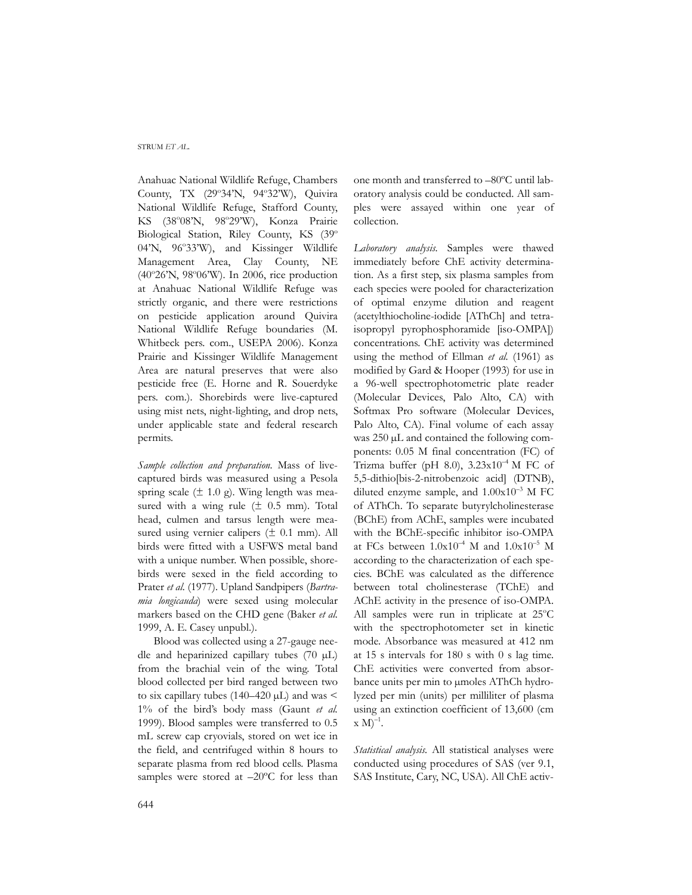Anahuac National Wildlife Refuge, Chambers County, TX (29º34'N, 94º32'W), Quivira National Wildlife Refuge, Stafford County, KS (38º08'N, 98º29'W), Konza Prairie Biological Station, Riley County, KS (39º 04'N, 96º33'W), and Kissinger Wildlife Management Area, Clay County, NE (40º26'N, 98º06'W). In 2006, rice production at Anahuac National Wildlife Refuge was strictly organic, and there were restrictions on pesticide application around Quivira National Wildlife Refuge boundaries (M. Whitbeck pers. com., USEPA 2006). Konza Prairie and Kissinger Wildlife Management Area are natural preserves that were also pesticide free (E. Horne and R. Souerdyke pers. com.). Shorebirds were live-captured using mist nets, night-lighting, and drop nets, under applicable state and federal research permits.

*Sample collection and preparation.* Mass of live-captured birds was measured using a Pesola spring scale (± 1.0 g). Wing length was measured with a wing rule (± 0.5 mm). Total head, culmen and tarsus length were measured using vernier calipers (± 0.1 mm). All birds were fitted with a USFWS metal band with a unique number. When possible, shorebirds were sexed in the field according to Prater *et al.* (1977). Upland Sandpipers (*Bartramia longicauda*) were sexed using molecular markers based on the CHD gene (Baker *et al.* 1999, A. E. Casey unpubl.).

Blood was collected using a 27-gauge needle and heparinized capillary tubes (70 μL) from the brachial vein of the wing. Total blood collected per bird ranged between two to six capillary tubes (140–420 μL) and was < 1% of the bird's body mass (Gaunt *et al.* 1999). Blood samples were transferred to 0.5 mL screw cap cryovials, stored on wet ice in the field, and centrifuged within 8 hours to separate plasma from red blood cells. Plasma samples were stored at –20ºC for less than one month and transferred to –80ºC until laboratory analysis could be conducted. All samples were assayed within one year of collection.

*Laboratory analysis.* Samples were thawed immediately before ChE activity determination. As a first step, six plasma samples from each species were pooled for characterization of optimal enzyme dilution and reagent (acetylthiocholine-iodide [AThCh] and tetra-isopropyl pyrophosphoramide [iso-OMPA]) concentrations. ChE activity was determined using the method of Ellman *et al.* (1961) as modified by Gard & Hooper (1993) for use in a 96-well spectrophotometric plate reader (Molecular Devices, Palo Alto, CA) with Softmax Pro software (Molecular Devices, Palo Alto, CA). Final volume of each assay was 250 μL and contained the following components: 0.05 M final concentration (FC) of Trizma buffer (pH 8.0), $3.23 \times 10^{-4}$ M FC of 5,5-dithio[bis-2-nitrobenzoic acid] (DTNB), diluted enzyme sample, and $1.00 \times 10^{-3}$ M FC of AThCh. To separate butyrylcholinesterase (BChE) from AChE, samples were incubated with the BChE-specific inhibitor iso-OMPA at FCs between $1.0 \times 10^{-4}$ M and $1.0 \times 10^{-5}$ M according to the characterization of each species. BChE was calculated as the difference between total cholinesterase (TChE) and AChE activity in the presence of iso-OMPA. All samples were run in triplicate at 25ºC with the spectrophotometer set in kinetic mode. Absorbance was measured at 412 nm at 15 s intervals for 180 s with 0 s lag time. ChE activities were converted from absorbance units per min to μmoles AThCh hydrolyzed per min (units) per milliliter of plasma using an extinction coefficient of 13,600 $(\text{cm} \times \text{M})^{-1}$.

*Statistical analysis.* All statistical analyses were conducted using procedures of SAS (ver 9.1, SAS Institute, Cary, NC, USA). All ChE activ-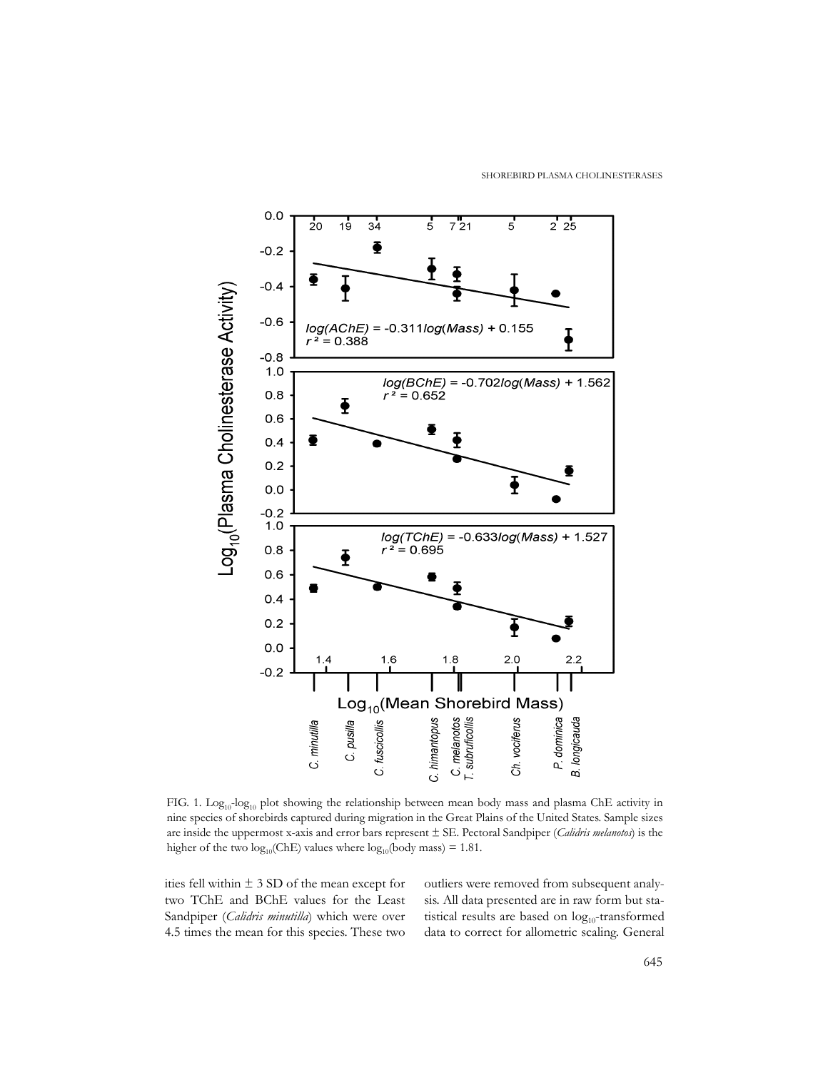FIG. 1. $\log_{10}$-$\log_{10}$ plot showing the relationship between mean body mass and plasma ChE activity in nine species of shorebirds captured during migration in the Great Plains of the United States. Sample sizes are inside the uppermost x-axis and error bars represent ± SE. Pectoral Sandpiper (*Calidris melanotos*) is the higher of the two $\log_{10}$(ChE) values where $\log_{10}$(body mass) = 1.81.

ities fell within ± 3 SD of the mean except for two TChE and BChE values for the Least Sandpiper (*Calidris minutilla*) which were over 4.5 times the mean for this species. These two outliers were removed from subsequent analysis. All data presented are in raw form but statistical results are based on $\log_{10}$-transformed data to correct for allometric scaling. General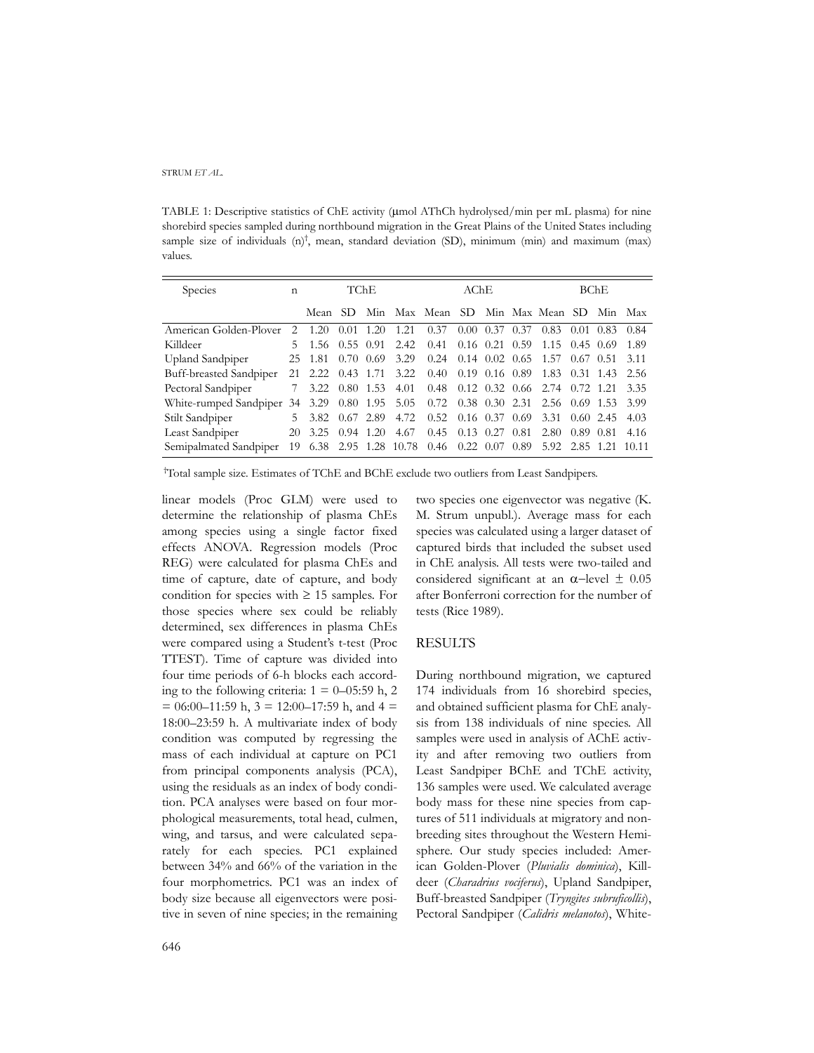TABLE 1: Descriptive statistics of ChE activity (μmol AThCh hydrolysed/min per mL plasma) for nine shorebird species sampled during northbound migration in the Great Plains of the United States including sample size of individuals (n)[†], mean, standard deviation (SD), minimum (min) and maximum (max) values.

| Species | n | TChE | | | | AChE | | | | BChE | | | |
|---|---|---|---|---|---|---|---|---|---|---|---|---|---|
| | | Mean | SD | Min | Max | Mean | SD | Min | Max | Mean | SD | Min | Max |
| American Golden-Plover | 2 | 1.20 | 0.01 | 1.20 | 1.21 | 0.37 | 0.00 | 0.37 | 0.37 | 0.83 | 0.01 | 0.83 | 0.84 |
| Killdeer | 5 | 1.56 | 0.55 | 0.91 | 2.42 | 0.41 | 0.16 | 0.21 | 0.59 | 1.15 | 0.45 | 0.69 | 1.89 |
| Upland Sandpiper | 25 | 1.81 | 0.70 | 0.69 | 3.29 | 0.24 | 0.14 | 0.02 | 0.65 | 1.57 | 0.67 | 0.51 | 3.11 |
| Buff-breasted Sandpiper | 21 | 2.22 | 0.43 | 1.71 | 3.22 | 0.40 | 0.19 | 0.16 | 0.89 | 1.83 | 0.31 | 1.43 | 2.56 |
| Pectoral Sandpiper | 7 | 3.22 | 0.80 | 1.53 | 4.01 | 0.48 | 0.12 | 0.32 | 0.66 | 2.74 | 0.72 | 1.21 | 3.35 |
| White-rumped Sandpiper | 34 | 3.29 | 0.80 | 1.95 | 5.05 | 0.72 | 0.38 | 0.30 | 2.31 | 2.56 | 0.69 | 1.53 | 3.99 |
| Stilt Sandpiper | 5 | 3.82 | 0.67 | 2.89 | 4.72 | 0.52 | 0.16 | 0.37 | 0.69 | 3.31 | 0.60 | 2.45 | 4.03 |
| Least Sandpiper | 20 | 3.25 | 0.94 | 1.20 | 4.67 | 0.45 | 0.13 | 0.27 | 0.81 | 2.80 | 0.89 | 0.81 | 4.16 |
| Semipalmated Sandpiper | 19 | 6.38 | 2.95 | 1.28 | 10.78 | 0.46 | 0.22 | 0.07 | 0.89 | 5.92 | 2.85 | 1.21 | 10.11 |

[†]Total sample size. Estimates of TChE and BChE exclude two outliers from Least Sandpipers.

linear models (Proc GLM) were used to determine the relationship of plasma ChEs among species using a single factor fixed effects ANOVA. Regression models (Proc REG) were calculated for plasma ChEs and time of capture, date of capture, and body condition for species with ≥ 15 samples. For those species where sex could be reliably determined, sex differences in plasma ChEs were compared using a Student's t-test (Proc TTEST). Time of capture was divided into four time periods of 6-h blocks each according to the following criteria: 1 = 0–05:59 h, 2 = 06:00–11:59 h, 3 = 12:00–17:59 h, and 4 = 18:00–23:59 h. A multivariate index of body condition was computed by regressing the mass of each individual at capture on PC1 from principal components analysis (PCA), using the residuals as an index of body condition. PCA analyses were based on four morphological measurements, total head, culmen, wing, and tarsus, and were calculated separately for each species. PC1 explained between 34% and 66% of the variation in the four morphometrics. PC1 was an index of body size because all eigenvectors were positive in seven of nine species; in the remaining two species one eigenvector was negative (K. M. Strum unpubl.). Average mass for each species was calculated using a larger dataset of captured birds that included the subset used in ChE analysis. All tests were two-tailed and considered significant at an α–level ± 0.05 after Bonferroni correction for the number of tests (Rice 1989).

## RESULTS

During northbound migration, we captured 174 individuals from 16 shorebird species, and obtained sufficient plasma for ChE analysis from 138 individuals of nine species. All samples were used in analysis of AChE activity and after removing two outliers from Least Sandpiper BChE and TChE activity, 136 samples were used. We calculated average body mass for these nine species from captures of 511 individuals at migratory and non-breeding sites throughout the Western Hemisphere. Our study species included: American Golden-Plover (*Pluvialis dominica*), Killdeer (*Charadrius vociferus*), Upland Sandpiper, Buff-breasted Sandpiper (*Tryngites subruficollis*), Pectoral Sandpiper (*Calidris melanotos*), White-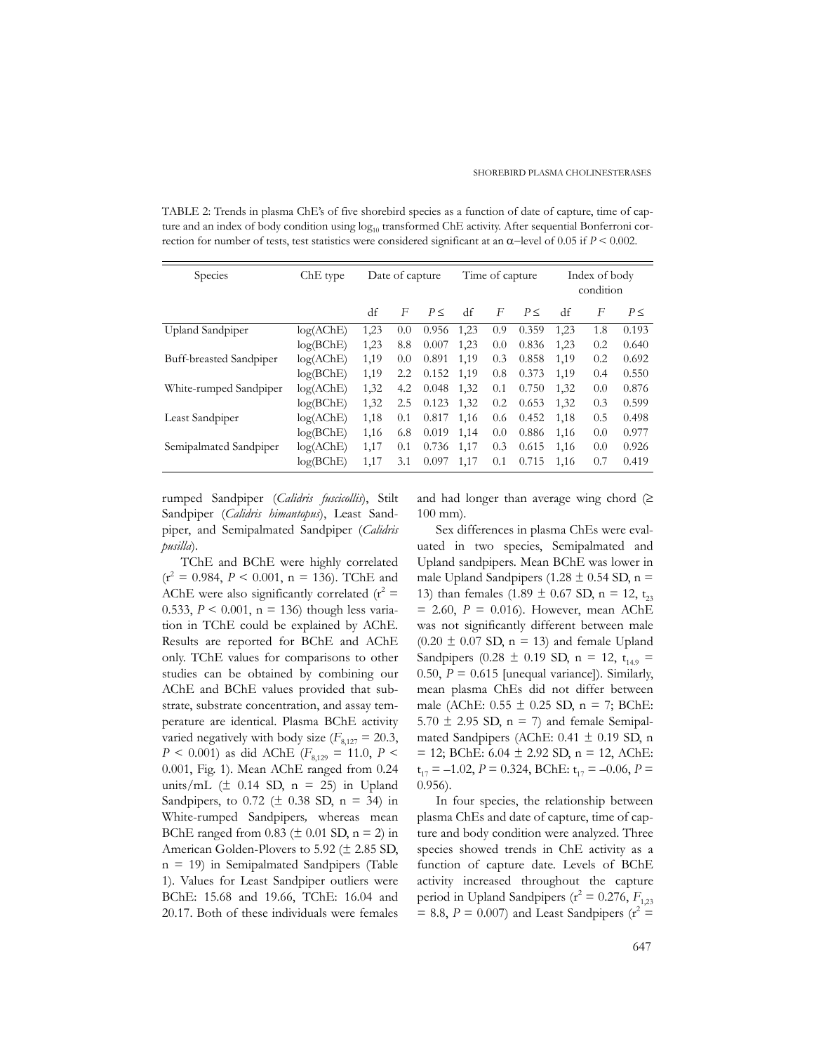TABLE 2: Trends in plasma ChE's of five shorebird species as a function of date of capture, time of capture and an index of body condition using $\log_{10}$ transformed ChE activity. After sequential Bonferroni correction for number of tests, test statistics were considered significant at an α–level of 0.05 if $P < 0.002$.

| Species | ChE type | Date of capture | | | Time of capture | | | Index of body condition | | |
|---|---|---|---|---|---|---|---|---|---|---|
| | | df | $F$ | $P \leq$ | df | $F$ | $P \leq$ | df | $F$ | $P \leq$ |
| Upland Sandpiper | log(AChE) | 1,23 | 0.0 | 0.956 | 1,23 | 0.9 | 0.359 | 1,23 | 1.8 | 0.193 |
| | log(BChE) | 1,23 | 8.8 | 0.007 | 1,23 | 0.0 | 0.836 | 1,23 | 0.2 | 0.640 |
| Buff-breasted Sandpiper | log(AChE) | 1,19 | 0.0 | 0.891 | 1,19 | 0.3 | 0.858 | 1,19 | 0.2 | 0.692 |
| | log(BChE) | 1,19 | 2.2 | 0.152 | 1,19 | 0.8 | 0.373 | 1,19 | 0.4 | 0.550 |
| White-rumped Sandpiper | log(AChE) | 1,32 | 4.2 | 0.048 | 1,32 | 0.1 | 0.750 | 1,32 | 0.0 | 0.876 |
| | log(BChE) | 1,32 | 2.5 | 0.123 | 1,32 | 0.2 | 0.653 | 1,32 | 0.3 | 0.599 |
| Least Sandpiper | log(AChE) | 1,18 | 0.1 | 0.817 | 1,16 | 0.6 | 0.452 | 1,18 | 0.5 | 0.498 |
| | log(BChE) | 1,16 | 6.8 | 0.019 | 1,14 | 0.0 | 0.886 | 1,16 | 0.0 | 0.977 |
| Semipalmated Sandpiper | log(AChE) | 1,17 | 0.1 | 0.736 | 1,17 | 0.3 | 0.615 | 1,16 | 0.0 | 0.926 |
| | log(BChE) | 1,17 | 3.1 | 0.097 | 1,17 | 0.1 | 0.715 | 1,16 | 0.7 | 0.419 |

rumped Sandpiper (*Calidris fuscicollis*), Stilt Sandpiper (*Calidris himantopus*), Least Sandpiper, and Semipalmated Sandpiper (*Calidris pusilla*).

TChE and BChE were highly correlated ($r^2 = 0.984$, $P < 0.001$, n = 136). TChE and AChE were also significantly correlated ($r^2 = 0.533$, $P < 0.001$, n = 136) though less variation in TChE could be explained by AChE. Results are reported for BChE and AChE only. TChE values for comparisons to other studies can be obtained by combining our AChE and BChE values provided that substrate, substrate concentration, and assay temperature are identical. Plasma BChE activity varied negatively with body size ($F_{8,127} = 20.3$, $P < 0.001$) as did AChE ($F_{8,129} = 11.0$, $P < 0.001$, Fig. 1). Mean AChE ranged from 0.24 units/mL (± 0.14 SD, n = 25) in Upland Sandpipers, to 0.72 (± 0.38 SD, n = 34) in White-rumped Sandpipers, whereas mean BChE ranged from 0.83 (± 0.01 SD, n = 2) in American Golden-Plovers to 5.92 (± 2.85 SD, n = 19) in Semipalmated Sandpipers (Table 1). Values for Least Sandpiper outliers were BChE: 15.68 and 19.66, TChE: 16.04 and 20.17. Both of these individuals were females and had longer than average wing chord (≥ 100 mm).

Sex differences in plasma ChEs were evaluated in two species, Semipalmated and Upland sandpipers. Mean BChE was lower in male Upland Sandpipers (1.28 ± 0.54 SD, n = 13) than females (1.89 ± 0.67 SD, n = 12, $t_{23} = 2.60$, $P = 0.016$). However, mean AChE was not significantly different between male (0.20 ± 0.07 SD, n = 13) and female Upland Sandpipers (0.28 ± 0.19 SD, n = 12, $t_{14.9} = 0.50$, $P = 0.615$ [unequal variance]). Similarly, mean plasma ChEs did not differ between male (AChE: 0.55 ± 0.25 SD, n = 7; BChE: 5.70 ± 2.95 SD, n = 7) and female Semipalmated Sandpipers (AChE: 0.41 ± 0.19 SD, n = 12; BChE: 6.04 ± 2.92 SD, n = 12, AChE: $t_{17} = -1.02$, $P = 0.324$, BChE: $t_{17} = -0.06$, $P = 0.956$).

In four species, the relationship between plasma ChEs and date of capture, time of capture and body condition were analyzed. Three species showed trends in ChE activity as a function of capture date. Levels of BChE activity increased throughout the capture period in Upland Sandpipers ($r^2 = 0.276$, $F_{1,23} = 8.8$, $P = 0.007$) and Least Sandpipers ($r^2 =$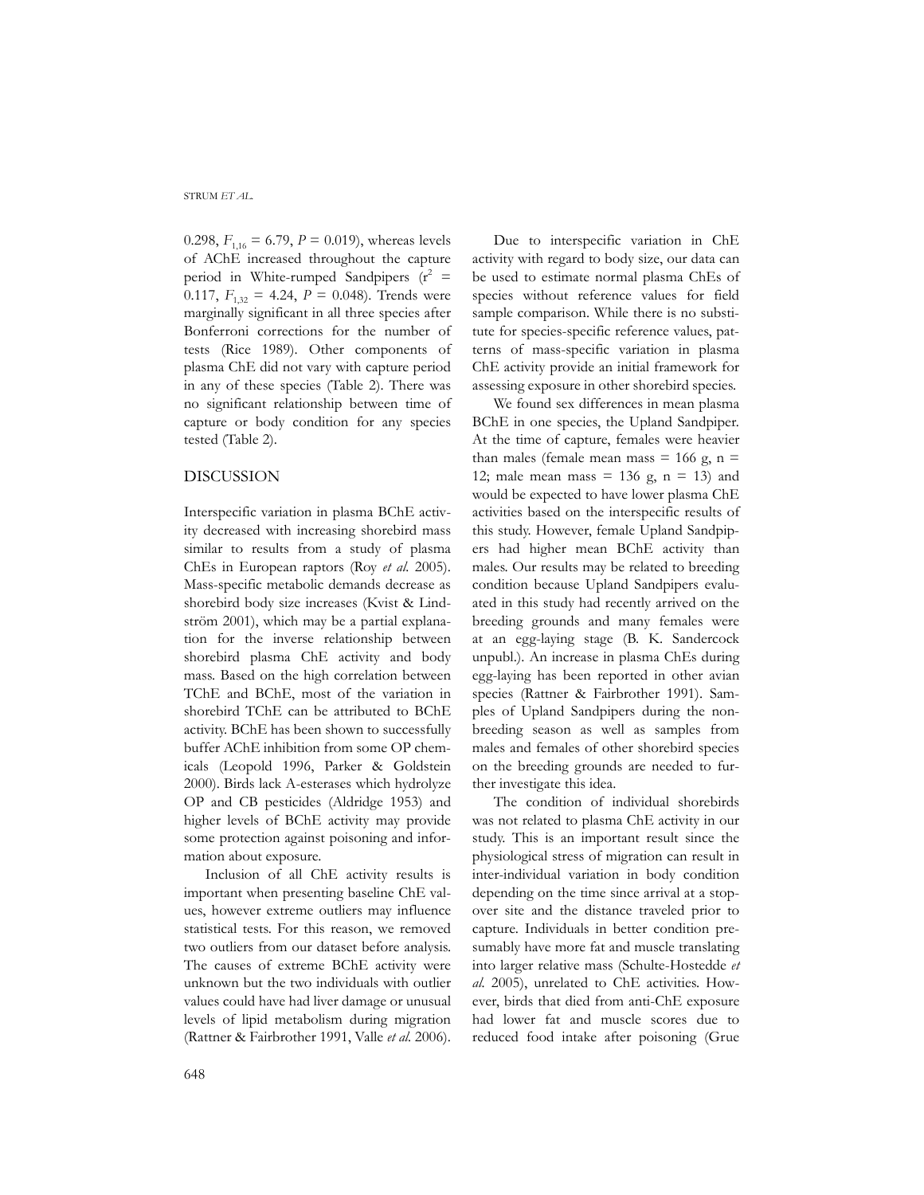0.298, $F_{1,16} = 6.79$, $P = 0.019$), whereas levels of AChE increased throughout the capture period in White-rumped Sandpipers ($r^2 = 0.117$, $F_{1,32} = 4.24$, $P = 0.048$). Trends were marginally significant in all three species after Bonferroni corrections for the number of tests (Rice 1989). Other components of plasma ChE did not vary with capture period in any of these species (Table 2). There was no significant relationship between time of capture or body condition for any species tested (Table 2).

## DISCUSSION

Interspecific variation in plasma BChE activity decreased with increasing shorebird mass similar to results from a study of plasma ChEs in European raptors (Roy *et al.* 2005). Mass-specific metabolic demands decrease as shorebird body size increases (Kvist & Lindström 2001), which may be a partial explanation for the inverse relationship between shorebird plasma ChE activity and body mass. Based on the high correlation between TChE and BChE, most of the variation in shorebird TChE can be attributed to BChE activity. BChE has been shown to successfully buffer AChE inhibition from some OP chemicals (Leopold 1996, Parker & Goldstein 2000). Birds lack A-esterases which hydrolyze OP and CB pesticides (Aldridge 1953) and higher levels of BChE activity may provide some protection against poisoning and information about exposure.

Inclusion of all ChE activity results is important when presenting baseline ChE values, however extreme outliers may influence statistical tests. For this reason, we removed two outliers from our dataset before analysis. The causes of extreme BChE activity were unknown but the two individuals with outlier values could have had liver damage or unusual levels of lipid metabolism during migration (Rattner & Fairbrother 1991, Valle *et al.* 2006).

Due to interspecific variation in ChE activity with regard to body size, our data can be used to estimate normal plasma ChEs of species without reference values for field sample comparison. While there is no substitute for species-specific reference values, patterns of mass-specific variation in plasma ChE activity provide an initial framework for assessing exposure in other shorebird species.

We found sex differences in mean plasma BChE in one species, the Upland Sandpiper. At the time of capture, females were heavier than males (female mean mass = 166 g, n = 12; male mean mass = 136 g, n = 13) and would be expected to have lower plasma ChE activities based on the interspecific results of this study. However, female Upland Sandpipers had higher mean BChE activity than males. Our results may be related to breeding condition because Upland Sandpipers evaluated in this study had recently arrived on the breeding grounds and many females were at an egg-laying stage (B. K. Sandercock unpubl.). An increase in plasma ChEs during egg-laying has been reported in other avian species (Rattner & Fairbrother 1991). Samples of Upland Sandpipers during the non-breeding season as well as samples from males and females of other shorebird species on the breeding grounds are needed to further investigate this idea.

The condition of individual shorebirds was not related to plasma ChE activity in our study. This is an important result since the physiological stress of migration can result in inter-individual variation in body condition depending on the time since arrival at a stopover site and the distance traveled prior to capture. Individuals in better condition presumably have more fat and muscle translating into larger relative mass (Schulte-Hostedde *et al.* 2005), unrelated to ChE activities. However, birds that died from anti-ChE exposure had lower fat and muscle scores due to reduced food intake after poisoning (Grue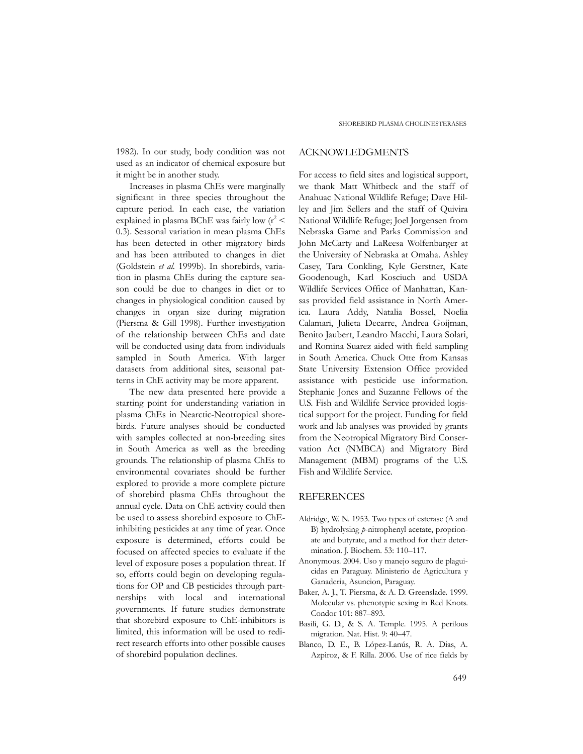1982). In our study, body condition was not used as an indicator of chemical exposure but it might be in another study.

Increases in plasma ChEs were marginally significant in three species throughout the capture period. In each case, the variation explained in plasma BChE was fairly low ($r^2 <$ 0.3). Seasonal variation in mean plasma ChEs has been detected in other migratory birds and has been attributed to changes in diet (Goldstein *et al.* 1999b). In shorebirds, variation in plasma ChEs during the capture season could be due to changes in diet or to changes in physiological condition caused by changes in organ size during migration (Piersma & Gill 1998). Further investigation of the relationship between ChEs and date will be conducted using data from individuals sampled in South America. With larger datasets from additional sites, seasonal patterns in ChE activity may be more apparent.

The new data presented here provide a starting point for understanding variation in plasma ChEs in Nearctic-Neotropical shorebirds. Future analyses should be conducted with samples collected at non-breeding sites in South America as well as the breeding grounds. The relationship of plasma ChEs to environmental covariates should be further explored to provide a more complete picture of shorebird plasma ChEs throughout the annual cycle. Data on ChE activity could then be used to assess shorebird exposure to ChE-inhibiting pesticides at any time of year. Once exposure is determined, efforts could be focused on affected species to evaluate if the level of exposure poses a population threat. If so, efforts could begin on developing regulations for OP and CB pesticides through partnerships with local and international governments. If future studies demonstrate that shorebird exposure to ChE-inhibitors is limited, this information will be used to redirect research efforts into other possible causes of shorebird population declines.

## ACKNOWLEDGMENTS

For access to field sites and logistical support, we thank Matt Whitbeck and the staff of Anahuac National Wildlife Refuge; Dave Hilley and Jim Sellers and the staff of Quivira National Wildlife Refuge; Joel Jorgensen from Nebraska Game and Parks Commission and John McCarty and LaReesa Wolfenbarger at the University of Nebraska at Omaha. Ashley Casey, Tara Conkling, Kyle Gerstner, Kate Goodenough, Karl Kosciuch and USDA Wildlife Services Office of Manhattan, Kansas provided field assistance in North America. Laura Addy, Natalia Bossel, Noelia Calamari, Julieta Decarre, Andrea Goijman, Benito Jaubert, Leandro Macchi, Laura Solari, and Romina Suarez aided with field sampling in South America. Chuck Otte from Kansas State University Extension Office provided assistance with pesticide use information. Stephanie Jones and Suzanne Fellows of the U.S. Fish and Wildlife Service provided logistical support for the project. Funding for field work and lab analyses was provided by grants from the Neotropical Migratory Bird Conservation Act (NMBCA) and Migratory Bird Management (MBM) programs of the U.S. Fish and Wildlife Service.

## REFERENCES

Aldridge, W. N. 1953. Two types of esterase (A and B) hydrolysing *p*-nitrophenyl acetate, proprionate and butyrate, and a method for their determination. J. Biochem. 53: 110–117.

Anonymous. 2004. Uso y manejo seguro de plaguicidas en Paraguay. Ministerio de Agricultura y Ganaderia, Asuncion, Paraguay.

Baker, A. J., T. Piersma, & A. D. Greenslade. 1999. Molecular vs. phenotypic sexing in Red Knots. Condor 101: 887–893.

Basili, G. D., & S. A. Temple. 1995. A perilous migration. Nat. Hist. 9: 40–47.

Blanco, D. E., B. López-Lanús, R. A. Dias, A. Azpìroz, & F. Rilla. 2006. Use of rice fields by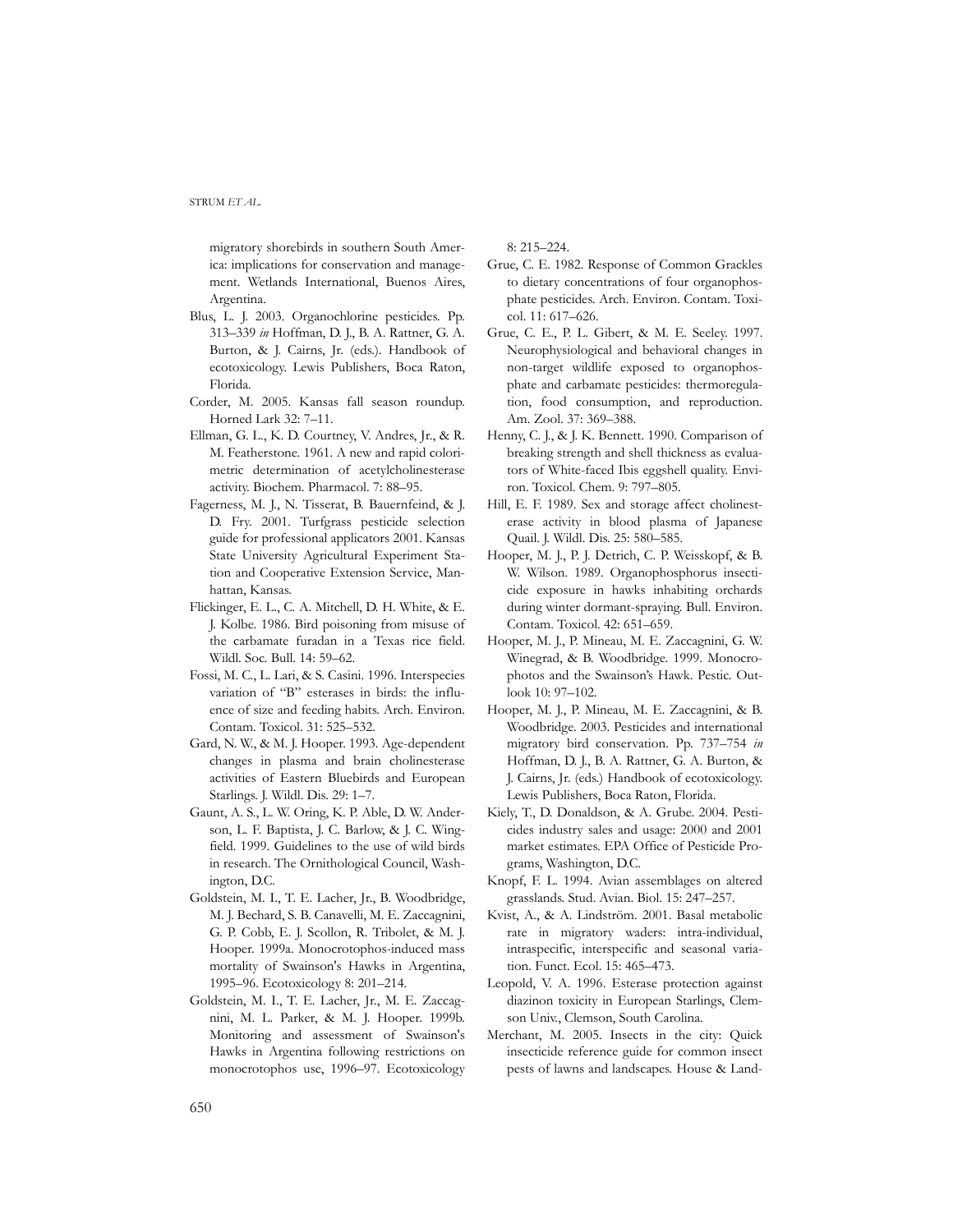migratory shorebirds in southern South America: implications for conservation and management. Wetlands International, Buenos Aires, Argentina.

Blus, L. J. 2003. Organochlorine pesticides. Pp. 313–339 *in* Hoffman, D. J., B. A. Rattner, G. A. Burton, & J. Cairns, Jr. (eds.). Handbook of ecotoxicology. Lewis Publishers, Boca Raton, Florida.

Corder, M. 2005. Kansas fall season roundup. Horned Lark 32: 7–11.

Ellman, G. L., K. D. Courtney, V. Andres, Jr., & R. M. Featherstone. 1961. A new and rapid colorimetric determination of acetylcholinesterase activity. Biochem. Pharmacol. 7: 88–95.

Fagerness, M. J., N. Tisserat, B. Bauernfeind, & J. D. Fry. 2001. Turfgrass pesticide selection guide for professional applicators 2001. Kansas State University Agricultural Experiment Station and Cooperative Extension Service, Manhattan, Kansas.

Flickinger, E. L., C. A. Mitchell, D. H. White, & E. J. Kolbe. 1986. Bird poisoning from misuse of the carbamate furadan in a Texas rice field. Wildl. Soc. Bull. 14: 59–62.

Fossi, M. C., L. Lari, & S. Casini. 1996. Interspecies variation of "B" esterases in birds: the influence of size and feeding habits. Arch. Environ. Contam. Toxicol. 31: 525–532.

Gard, N. W., & M. J. Hooper. 1993. Age-dependent changes in plasma and brain cholinesterase activities of Eastern Bluebirds and European Starlings. J. Wildl. Dis. 29: 1–7.

Gaunt, A. S., L. W. Oring, K. P. Able, D. W. Anderson, L. F. Baptista, J. C. Barlow, & J. C. Wingfield. 1999. Guidelines to the use of wild birds in research. The Ornithological Council, Washington, D.C.

Goldstein, M. I., T. E. Lacher, Jr., B. Woodbridge, M. J. Bechard, S. B. Canavelli, M. E. Zaccagnini, G. P. Cobb, E. J. Scollon, R. Tribolet, & M. J. Hooper. 1999a. Monocrotophos-induced mass mortality of Swainson's Hawks in Argentina, 1995–96. Ecotoxicology 8: 201–214.

Goldstein, M. I., T. E. Lacher, Jr., M. E. Zaccagnini, M. L. Parker, & M. J. Hooper. 1999b. Monitoring and assessment of Swainson's Hawks in Argentina following restrictions on monocrotophos use, 1996–97. Ecotoxicology 8: 215–224.

Grue, C. E. 1982. Response of Common Grackles to dietary concentrations of four organophosphate pesticides. Arch. Environ. Contam. Toxicol. 11: 617–626.

Grue, C. E., P. L. Gibert, & M. E. Seeley. 1997. Neurophysiological and behavioral changes in non-target wildlife exposed to organophosphate and carbamate pesticides: thermoregulation, food consumption, and reproduction. Am. Zool. 37: 369–388.

Henny, C. J., & J. K. Bennett. 1990. Comparison of breaking strength and shell thickness as evaluators of White-faced Ibis eggshell quality. Environ. Toxicol. Chem. 9: 797–805.

Hill, E. F. 1989. Sex and storage affect cholinesterase activity in blood plasma of Japanese Quail. J. Wildl. Dis. 25: 580–585.

Hooper, M. J., P. J. Detrich, C. P. Weisskopf, & B. W. Wilson. 1989. Organophosphorus insecticide exposure in hawks inhabiting orchards during winter dormant-spraying. Bull. Environ. Contam. Toxicol. 42: 651–659.

Hooper, M. J., P. Mineau, M. E. Zaccagnini, G. W. Winegrad, & B. Woodbridge. 1999. Monocrophotos and the Swainson's Hawk. Pestic. Outlook 10: 97–102.

Hooper, M. J., P. Mineau, M. E. Zaccagnini, & B. Woodbridge. 2003. Pesticides and international migratory bird conservation. Pp. 737–754 *in* Hoffman, D. J., B. A. Rattner, G. A. Burton, & J. Cairns, Jr. (eds.) Handbook of ecotoxicology. Lewis Publishers, Boca Raton, Florida.

Kiely, T., D. Donaldson, & A. Grube. 2004. Pesticides industry sales and usage: 2000 and 2001 market estimates. EPA Office of Pesticide Programs, Washington, D.C.

Knopf, F. L. 1994. Avian assemblages on altered grasslands. Stud. Avian. Biol. 15: 247–257.

Kvist, A., & A. Lindström. 2001. Basal metabolic rate in migratory waders: intra-individual, intraspecific, interspecific and seasonal variation. Funct. Ecol. 15: 465–473.

Leopold, V. A. 1996. Esterase protection against diazinon toxicity in European Starlings, Clemson Univ., Clemson, South Carolina.

Merchant, M. 2005. Insects in the city: Quick insecticide reference guide for common insect pests of lawns and landscapes. House & Land-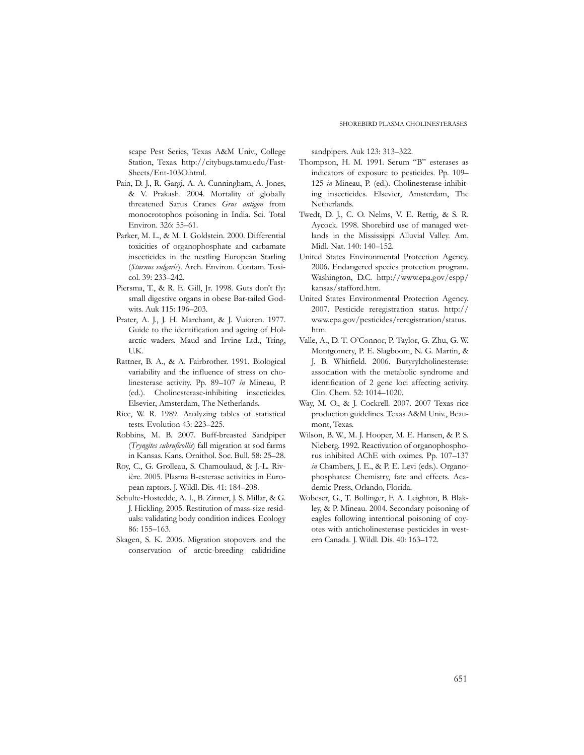scape Pest Series, Texas A&M Univ., College Station, Texas. http://citybugs.tamu.edu/Fast-Sheets/Ent-103O.html.

Pain, D. J., R. Gargi, A. A. Cunningham, A. Jones, & V. Prakash. 2004. Mortality of globally threatened Sarus Cranes *Grus antigon* from monocrotophos poisoning in India. Sci. Total Environ. 326: 55–61.

Parker, M. L., & M. I. Goldstein. 2000. Differential toxicities of organophosphate and carbamate insecticides in the nestling European Starling (*Sturnus vulgaris*). Arch. Environ. Contam. Toxicol. 39: 233–242.

Piersma, T., & R. E. Gill, Jr. 1998. Guts don't fly: small digestive organs in obese Bar-tailed Godwits. Auk 115: 196–203.

Prater, A. J., J. H. Marchant, & J. Vuioren. 1977. Guide to the identification and ageing of Holarctic waders. Maud and Irvine Ltd., Tring, U.K.

Rattner, B. A., & A. Fairbrother. 1991. Biological variability and the influence of stress on cholinesterase activity. Pp. 89–107 *in* Mineau, P. (ed.). Cholinesterase-inhibiting insecticides. Elsevier, Amsterdam, The Netherlands.

Rice, W. R. 1989. Analyzing tables of statistical tests. Evolution 43: 223–225.

Robbins, M. B. 2007. Buff-breasted Sandpiper (*Tryngites subruficollis*) fall migration at sod farms in Kansas. Kans. Ornithol. Soc. Bull. 58: 25–28.

Roy, C., G. Grolleau, S. Chamoulaud, & J.-L. Rivière. 2005. Plasma B-esterase activities in European raptors. J. Wildl. Dis. 41: 184–208.

Schulte-Hostedde, A. I., B. Zinner, J. S. Millar, & G. J. Hickling. 2005. Restitution of mass-size residuals: validating body condition indices. Ecology 86: 155–163.

Skagen, S. K. 2006. Migration stopovers and the conservation of arctic-breeding calidridine sandpipers. Auk 123: 313–322.

Thompson, H. M. 1991. Serum "B" esterases as indicators of exposure to pesticides. Pp. 109–125 *in* Mineau, P. (ed.). Cholinesterase-inhibiting insecticides. Elsevier, Amsterdam, The Netherlands.

Twedt, D. J., C. O. Nelms, V. E. Rettig, & S. R. Aycock. 1998. Shorebird use of managed wetlands in the Mississippi Alluvial Valley. Am. Midl. Nat. 140: 140–152.

United States Environmental Protection Agency. 2006. Endangered species protection program. Washington, D.C. http://www.epa.gov/espp/kansas/stafford.htm.

United States Environmental Protection Agency. 2007. Pesticide reregistration status. http://www.epa.gov/pesticides/reregistration/status.htm.

Valle, A., D. T. O'Connor, P. Taylor, G. Zhu, G. W. Montgomery, P. E. Slagboom, N. G. Martin, & J. B. Whitfield. 2006. Butyrylcholinesterase: association with the metabolic syndrome and identification of 2 gene loci affecting activity. Clin. Chem. 52: 1014–1020.

Way, M. O., & J. Cockrell. 2007. 2007 Texas rice production guidelines. Texas A&M Univ., Beaumont, Texas.

Wilson, B. W., M. J. Hooper, M. E. Hansen, & P. S. Nieberg. 1992. Reactivation of organophosphorus inhibited AChE with oximes. Pp. 107–137 *in* Chambers, J. E., & P. E. Levi (eds.). Organophosphates: Chemistry, fate and effects. Academic Press, Orlando, Florida.

Wobeser, G., T. Bollinger, F. A. Leighton, B. Blakley, & P. Mineau. 2004. Secondary poisoning of eagles following intentional poisoning of coyotes with anticholinesterase pesticides in western Canada. J. Wildl. Dis. 40: 163–172.